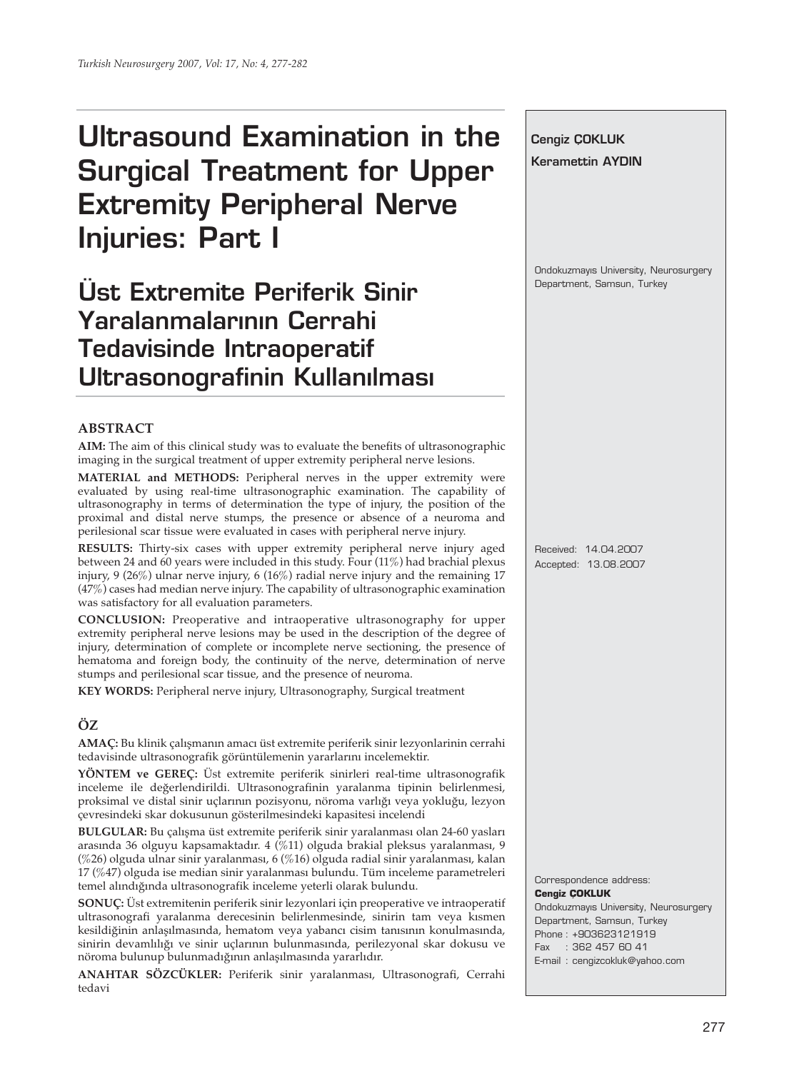# Ultrasound Examination in the Surgical Treatment for Upper Extremity Peripheral Nerve Injuries: Part I

# Üst Extremite Periferik Sinir Yaralanmalarının Cerrahi Tedavisinde Intraoperatif Ultrasonografinin Kullanılması

**Cengiz ÇOKLUK**

**Keramettin AYDIN**

Ondokuzmayıs University, Neurosurgery Department, Samsun, Turkey

Received: 14.04.2007
Accepted: 13.08.2007

Correspondence address:
**Cengiz ÇOKLUK**
Ondokuzmayıs University, Neurosurgery Department, Samsun, Turkey
Phone : +903623121919
Fax : 362 457 60 41
E-mail : cengizcokluk@yahoo.com

## ABSTRACT

**AIM:** The aim of this clinical study was to evaluate the benefits of ultrasonographic imaging in the surgical treatment of upper extremity peripheral nerve lesions.

**MATERIAL and METHODS:** Peripheral nerves in the upper extremity were evaluated by using real-time ultrasonographic examination. The capability of ultrasonography in terms of determination the type of injury, the position of the proximal and distal nerve stumps, the presence or absence of a neuroma and perilesional scar tissue were evaluated in cases with peripheral nerve injury.

**RESULTS:** Thirty-six cases with upper extremity peripheral nerve injury aged between 24 and 60 years were included in this study. Four (11%) had brachial plexus injury, 9 (26%) ulnar nerve injury, 6 (16%) radial nerve injury and the remaining 17 (47%) cases had median nerve injury. The capability of ultrasonographic examination was satisfactory for all evaluation parameters.

**CONCLUSION:** Preoperative and intraoperative ultrasonography for upper extremity peripheral nerve lesions may be used in the description of the degree of injury, determination of complete or incomplete nerve sectioning, the presence of hematoma and foreign body, the continuity of the nerve, determination of nerve stumps and perilesional scar tissue, and the presence of neuroma.

**KEY WORDS:** Peripheral nerve injury, Ultrasonography, Surgical treatment

## ÖZ

**AMAÇ:** Bu klinik çalışmanın amacı üst extremite periferik sinir lezyonlarinin cerrahi tedavisinde ultrasonografik görüntülemenin yararlarını incelemektir.

**YÖNTEM ve GEREÇ:** Üst extremite periferik sinirleri real-time ultrasonografik inceleme ile değerlendirildi. Ultrasonografinin yaralanma tipinin belirlenmesi, proksimal ve distal sinir uçlarının pozisyonu, nöroma varlığı veya yokluğu, lezyon çevresindeki skar dokusunun gösterilmesindeki kapasitesi incelendi

**BULGULAR:** Bu çalışma üst extremite periferik sinir yaralanması olan 24-60 yasları arasında 36 olguyu kapsamaktadır. 4 (%11) olguda brakial pleksus yaralanması, 9 (%26) olguda ulnar sinir yaralanması, 6 (%16) olguda radial sinir yaralanması, kalan 17 (%47) olguda ise median sinir yaralanması bulundu. Tüm inceleme parametreleri temel alındığında ultrasonografik inceleme yeterli olarak bulundu.

**SONUÇ:** Üst extremitenin periferik sinir lezyonlari için preoperative ve intraoperatif ultrasonografi yaralanma derecesinin belirlenmesinde, sinirin tam veya kısmen kesildiğinin anlaşılmasında, hematom veya yabancı cisim tanısının konulmasında, sinirin devamlılığı ve sinir uçlarının bulunmasında, perilezyonal skar dokusu ve nöroma bulunup bulunmadığının anlaşılmasında yararlıdır.

**ANAHTAR SÖZCÜKLER:** Periferik sinir yaralanması, Ultrasonografi, Cerrahi tedavi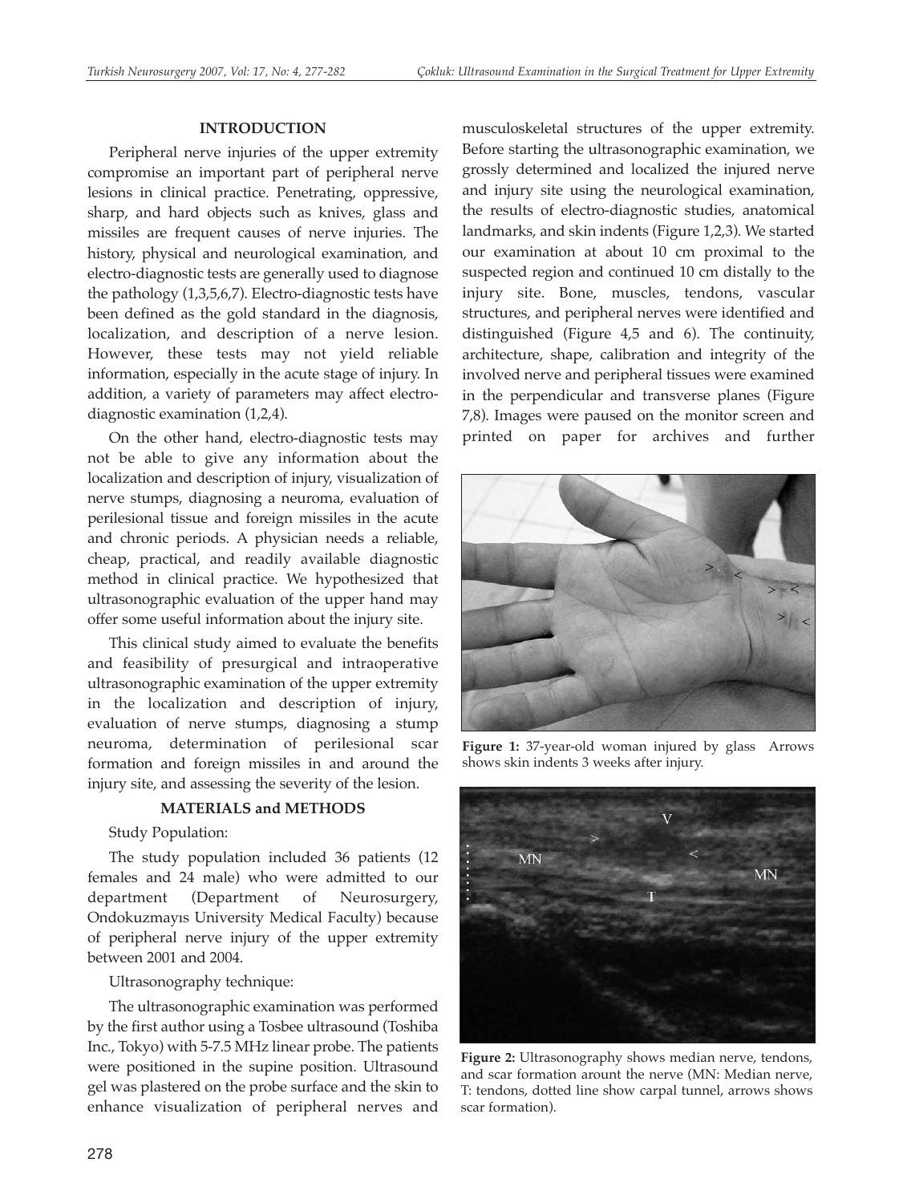## INTRODUCTION

Peripheral nerve injuries of the upper extremity compromise an important part of peripheral nerve lesions in clinical practice. Penetrating, oppressive, sharp, and hard objects such as knives, glass and missiles are frequent causes of nerve injuries. The history, physical and neurological examination, and electro-diagnostic tests are generally used to diagnose the pathology (1,3,5,6,7). Electro-diagnostic tests have been defined as the gold standard in the diagnosis, localization, and description of a nerve lesion. However, these tests may not yield reliable information, especially in the acute stage of injury. In addition, a variety of parameters may affect electro-diagnostic examination (1,2,4).

On the other hand, electro-diagnostic tests may not be able to give any information about the localization and description of injury, visualization of nerve stumps, diagnosing a neuroma, evaluation of perilesional tissue and foreign missiles in the acute and chronic periods. A physician needs a reliable, cheap, practical, and readily available diagnostic method in clinical practice. We hypothesized that ultrasonographic evaluation of the upper hand may offer some useful information about the injury site.

This clinical study aimed to evaluate the benefits and feasibility of presurgical and intraoperative ultrasonographic examination of the upper extremity in the localization and description of injury, evaluation of nerve stumps, diagnosing a stump neuroma, determination of perilesional scar formation and foreign missiles in and around the injury site, and assessing the severity of the lesion.

## MATERIALS and METHODS

Study Population:

The study population included 36 patients (12 females and 24 male) who were admitted to our department (Department of Neurosurgery, Ondokuzmayıs University Medical Faculty) because of peripheral nerve injury of the upper extremity between 2001 and 2004.

Ultrasonography technique:

The ultrasonographic examination was performed by the first author using a Tosbee ultrasound (Toshiba Inc., Tokyo) with 5-7.5 MHz linear probe. The patients were positioned in the supine position. Ultrasound gel was plastered on the probe surface and the skin to enhance visualization of peripheral nerves and musculoskeletal structures of the upper extremity. Before starting the ultrasonographic examination, we grossly determined and localized the injured nerve and injury site using the neurological examination, the results of electro-diagnostic studies, anatomical landmarks, and skin indents (Figure 1,2,3). We started our examination at about 10 cm proximal to the suspected region and continued 10 cm distally to the injury site. Bone, muscles, tendons, vascular structures, and peripheral nerves were identified and distinguished (Figure 4,5 and 6). The continuity, architecture, shape, calibration and integrity of the involved nerve and peripheral tissues were examined in the perpendicular and transverse planes (Figure 7,8). Images were paused on the monitor screen and printed on paper for archives and further

**Figure 1:** 37-year-old woman injured by glass Arrows shows skin indents 3 weeks after injury.

**Figure 2:** Ultrasonography shows median nerve, tendons, and scar formation arount the nerve (MN: Median nerve, T: tendons, dotted line show carpal tunnel, arrows shows scar formation).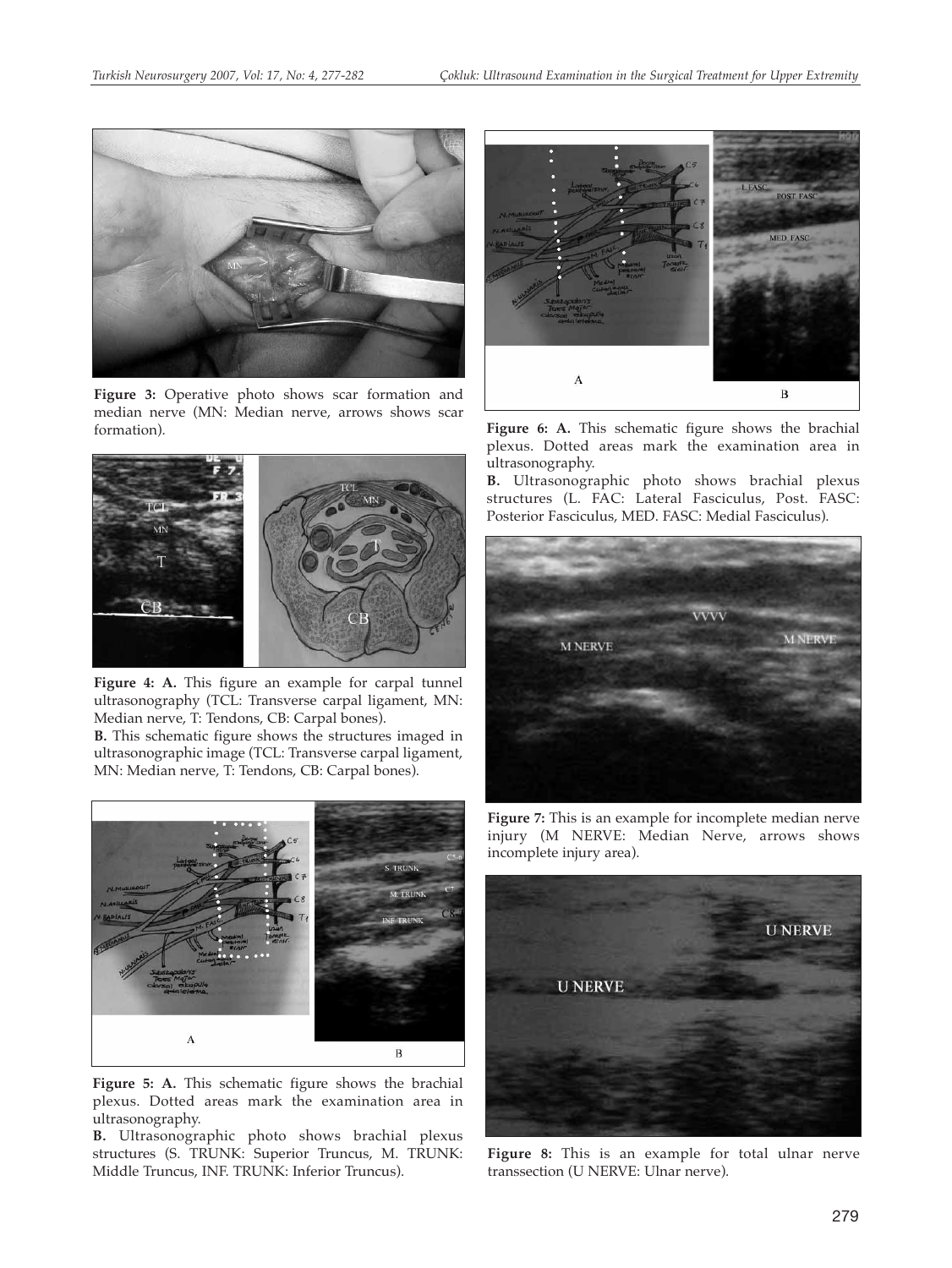**Figure 3:** Operative photo shows scar formation and median nerve (MN: Median nerve, arrows shows scar formation).

**Figure 4: A.** This figure an example for carpal tunnel ultrasonography (TCL: Transverse carpal ligament, MN: Median nerve, T: Tendons, CB: Carpal bones).

**B.** This schematic figure shows the structures imaged in ultrasonographic image (TCL: Transverse carpal ligament, MN: Median nerve, T: Tendons, CB: Carpal bones).

**Figure 5: A.** This schematic figure shows the brachial plexus. Dotted areas mark the examination area in ultrasonography.

**B.** Ultrasonographic photo shows brachial plexus structures (S. TRUNK: Superior Truncus, M. TRUNK: Middle Truncus, INF. TRUNK: Inferior Truncus).

**Figure 6: A.** This schematic figure shows the brachial plexus. Dotted areas mark the examination area in ultrasonography.

**B.** Ultrasonographic photo shows brachial plexus structures (L. FAC: Lateral Fasciculus, Post. FASC: Posterior Fasciculus, MED. FASC: Medial Fasciculus).

**Figure 7:** This is an example for incomplete median nerve injury (M NERVE: Median Nerve, arrows shows incomplete injury area).

**Figure 8:** This is an example for total ulnar nerve transsection (U NERVE: Ulnar nerve).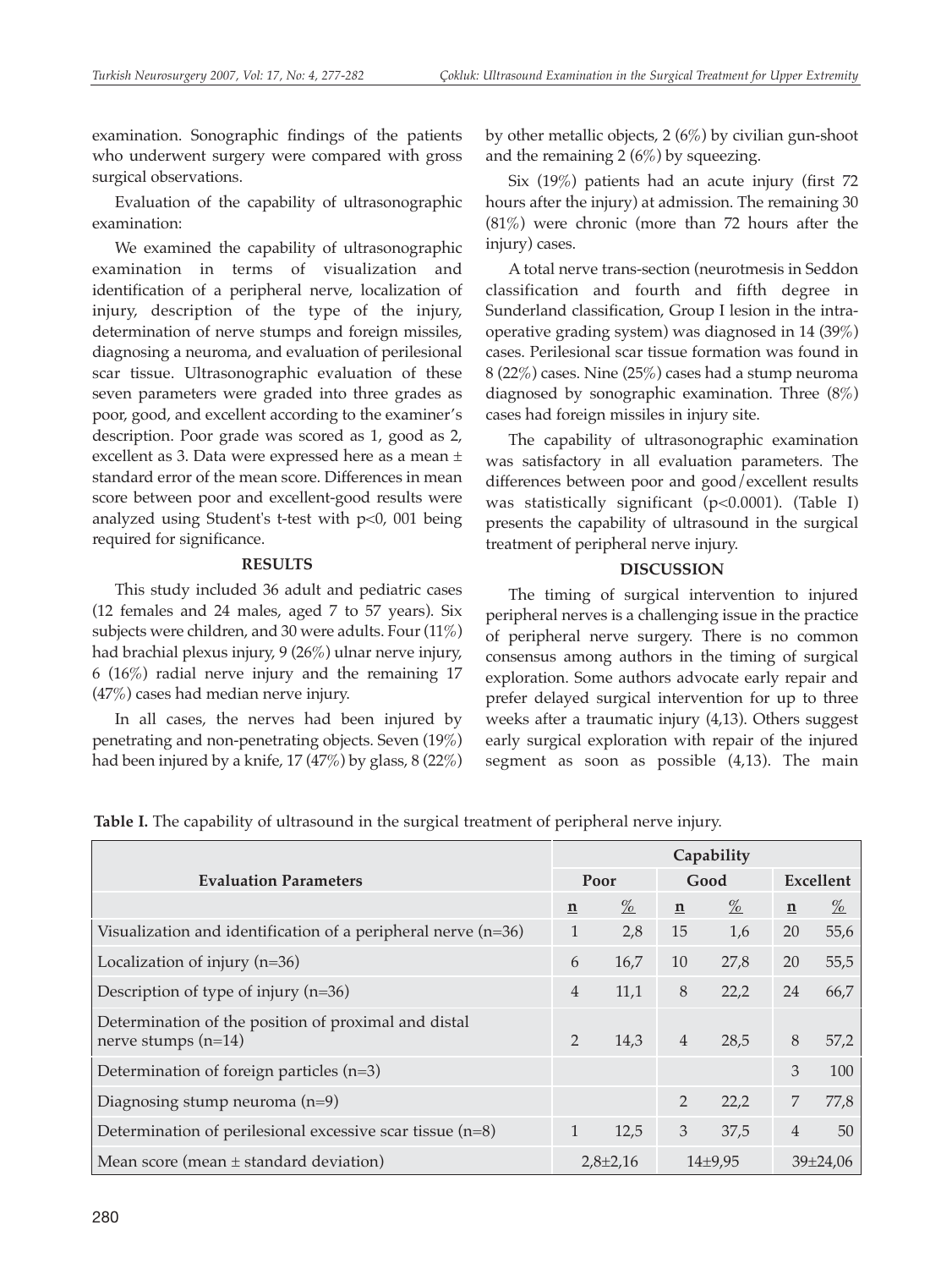examination. Sonographic findings of the patients who underwent surgery were compared with gross surgical observations.

Evaluation of the capability of ultrasonographic examination:

We examined the capability of ultrasonographic examination in terms of visualization and identification of a peripheral nerve, localization of injury, description of the type of the injury, determination of nerve stumps and foreign missiles, diagnosing a neuroma, and evaluation of perilesional scar tissue. Ultrasonographic evaluation of these seven parameters were graded into three grades as poor, good, and excellent according to the examiner's description. Poor grade was scored as 1, good as 2, excellent as 3. Data were expressed here as a mean ± standard error of the mean score. Differences in mean score between poor and excellent-good results were analyzed using Student's t-test with p<0, 001 being required for significance.

## RESULTS

This study included 36 adult and pediatric cases (12 females and 24 males, aged 7 to 57 years). Six subjects were children, and 30 were adults. Four (11%) had brachial plexus injury, 9 (26%) ulnar nerve injury, 6 (16%) radial nerve injury and the remaining 17 (47%) cases had median nerve injury.

In all cases, the nerves had been injured by penetrating and non-penetrating objects. Seven (19%) had been injured by a knife, 17 (47%) by glass, 8 (22%) by other metallic objects, 2 (6%) by civilian gun-shoot and the remaining 2 (6%) by squeezing.

Six (19%) patients had an acute injury (first 72 hours after the injury) at admission. The remaining 30 (81%) were chronic (more than 72 hours after the injury) cases.

A total nerve trans-section (neurotmesis in Seddon classification and fourth and fifth degree in Sunderland classification, Group I lesion in the intra-operative grading system) was diagnosed in 14 (39%) cases. Perilesional scar tissue formation was found in 8 (22%) cases. Nine (25%) cases had a stump neuroma diagnosed by sonographic examination. Three (8%) cases had foreign missiles in injury site.

The capability of ultrasonographic examination was satisfactory in all evaluation parameters. The differences between poor and good/excellent results was statistically significant (p<0.0001). (Table I) presents the capability of ultrasound in the surgical treatment of peripheral nerve injury.

## DISCUSSION

The timing of surgical intervention to injured peripheral nerves is a challenging issue in the practice of peripheral nerve surgery. There is no common consensus among authors in the timing of surgical exploration. Some authors advocate early repair and prefer delayed surgical intervention for up to three weeks after a traumatic injury (4,13). Others suggest early surgical exploration with repair of the injured segment as soon as possible (4,13). The main

**Table I.** The capability of ultrasound in the surgical treatment of peripheral nerve injury.

| Evaluation Parameters | Capability | | | | | |
|---|---|---|---|---|---|---|
| | Poor | | Good | | Excellent | |
| | n | % | n | % | n | % |
| Visualization and identification of a peripheral nerve (n=36) | 1 | 2,8 | 15 | 1,6 | 20 | 55,6 |
| Localization of injury (n=36) | 6 | 16,7 | 10 | 27,8 | 20 | 55,5 |
| Description of type of injury (n=36) | 4 | 11,1 | 8 | 22,2 | 24 | 66,7 |
| Determination of the position of proximal and distal nerve stumps (n=14) | 2 | 14,3 | 4 | 28,5 | 8 | 57,2 |
| Determination of foreign particles (n=3) | | | | | 3 | 100 |
| Diagnosing stump neuroma (n=9) | | | 2 | 22,2 | 7 | 77,8 |
| Determination of perilesional excessive scar tissue (n=8) | 1 | 12,5 | 3 | 37,5 | 4 | 50 |
| Mean score (mean ± standard deviation) | 2,8±2,16 | | 14±9,95 | | 39±24,06 | |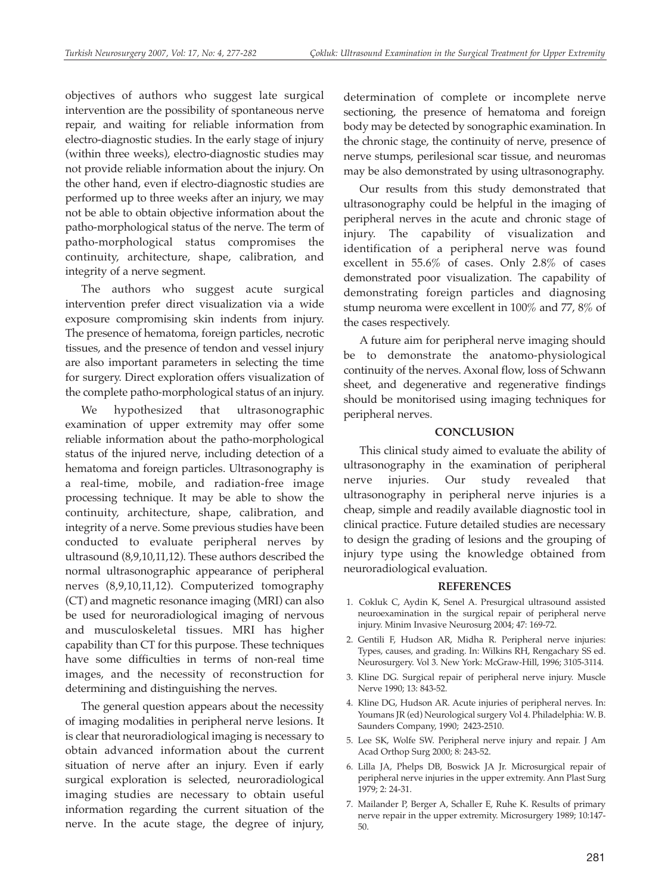objectives of authors who suggest late surgical intervention are the possibility of spontaneous nerve repair, and waiting for reliable information from electro-diagnostic studies. In the early stage of injury (within three weeks), electro-diagnostic studies may not provide reliable information about the injury. On the other hand, even if electro-diagnostic studies are performed up to three weeks after an injury, we may not be able to obtain objective information about the patho-morphological status of the nerve. The term of patho-morphological status compromises the continuity, architecture, shape, calibration, and integrity of a nerve segment.

The authors who suggest acute surgical intervention prefer direct visualization via a wide exposure compromising skin indents from injury. The presence of hematoma, foreign particles, necrotic tissues, and the presence of tendon and vessel injury are also important parameters in selecting the time for surgery. Direct exploration offers visualization of the complete patho-morphological status of an injury.

We hypothesized that ultrasonographic examination of upper extremity may offer some reliable information about the patho-morphological status of the injured nerve, including detection of a hematoma and foreign particles. Ultrasonography is a real-time, mobile, and radiation-free image processing technique. It may be able to show the continuity, architecture, shape, calibration, and integrity of a nerve. Some previous studies have been conducted to evaluate peripheral nerves by ultrasound (8,9,10,11,12). These authors described the normal ultrasonographic appearance of peripheral nerves (8,9,10,11,12). Computerized tomography (CT) and magnetic resonance imaging (MRI) can also be used for neuroradiological imaging of nervous and musculoskeletal tissues. MRI has higher capability than CT for this purpose. These techniques have some difficulties in terms of non-real time images, and the necessity of reconstruction for determining and distinguishing the nerves.

The general question appears about the necessity of imaging modalities in peripheral nerve lesions. It is clear that neuroradiological imaging is necessary to obtain advanced information about the current situation of nerve after an injury. Even if early surgical exploration is selected, neuroradiological imaging studies are necessary to obtain useful information regarding the current situation of the nerve. In the acute stage, the degree of injury, determination of complete or incomplete nerve sectioning, the presence of hematoma and foreign body may be detected by sonographic examination. In the chronic stage, the continuity of nerve, presence of nerve stumps, perilesional scar tissue, and neuromas may be also demonstrated by using ultrasonography.

Our results from this study demonstrated that ultrasonography could be helpful in the imaging of peripheral nerves in the acute and chronic stage of injury. The capability of visualization and identification of a peripheral nerve was found excellent in 55.6% of cases. Only 2.8% of cases demonstrated poor visualization. The capability of demonstrating foreign particles and diagnosing stump neuroma were excellent in 100% and 77, 8% of the cases respectively.

A future aim for peripheral nerve imaging should be to demonstrate the anatomo-physiological continuity of the nerves. Axonal flow, loss of Schwann sheet, and degenerative and regenerative findings should be monitorised using imaging techniques for peripheral nerves.

## CONCLUSION

This clinical study aimed to evaluate the ability of ultrasonography in the examination of peripheral nerve injuries. Our study revealed that ultrasonography in peripheral nerve injuries is a cheap, simple and readily available diagnostic tool in clinical practice. Future detailed studies are necessary to design the grading of lesions and the grouping of injury type using the knowledge obtained from neuroradiological evaluation.

## REFERENCES

1. Cokluk C, Aydin K, Senel A. Presurgical ultrasound assisted neuroexamination in the surgical repair of peripheral nerve injury. Minim Invasive Neurosurg 2004; 47: 169-72.
2. Gentili F, Hudson AR, Midha R. Peripheral nerve injuries: Types, causes, and grading. In: Wilkins RH, Rengachary SS ed. Neurosurgery. Vol 3. New York: McGraw-Hill, 1996; 3105-3114.
3. Kline DG. Surgical repair of peripheral nerve injury. Muscle Nerve 1990; 13: 843-52.
4. Kline DG, Hudson AR. Acute injuries of peripheral nerves. In: Youmans JR (ed) Neurological surgery Vol 4. Philadelphia: W. B. Saunders Company, 1990; 2423-2510.
5. Lee SK, Wolfe SW. Peripheral nerve injury and repair. J Am Acad Orthop Surg 2000; 8: 243-52.
6. Lilla JA, Phelps DB, Boswick JA Jr. Microsurgical repair of peripheral nerve injuries in the upper extremity. Ann Plast Surg 1979; 2: 24-31.
7. Mailander P, Berger A, Schaller E, Ruhe K. Results of primary nerve repair in the upper extremity. Microsurgery 1989; 10:147-50.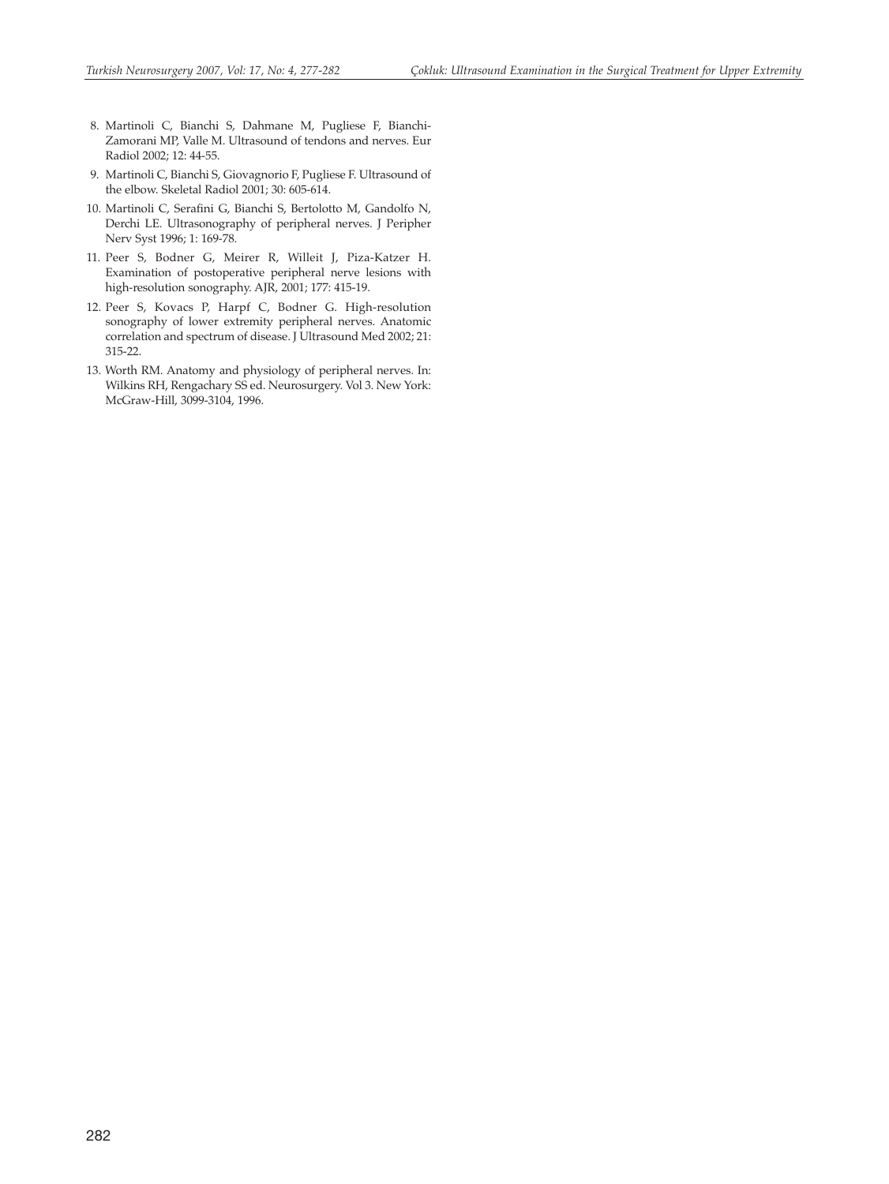8. Martinoli C, Bianchi S, Dahmane M, Pugliese F, Bianchi-Zamorani MP, Valle M. Ultrasound of tendons and nerves. Eur Radiol 2002; 12: 44-55.
9. Martinoli C, Bianchi S, Giovagnorio F, Pugliese F. Ultrasound of the elbow. Skeletal Radiol 2001; 30: 605-614.
10. Martinoli C, Serafini G, Bianchi S, Bertolotto M, Gandolfo N, Derchi LE. Ultrasonography of peripheral nerves. J Peripher Nerv Syst 1996; 1: 169-78.
11. Peer S, Bodner G, Meirer R, Willeit J, Piza-Katzer H. Examination of postoperative peripheral nerve lesions with high-resolution sonography. AJR, 2001; 177: 415-19.
12. Peer S, Kovacs P, Harpf C, Bodner G. High-resolution sonography of lower extremity peripheral nerves. Anatomic correlation and spectrum of disease. J Ultrasound Med 2002; 21: 315-22.
13. Worth RM. Anatomy and physiology of peripheral nerves. In: Wilkins RH, Rengachary SS ed. Neurosurgery. Vol 3. New York: McGraw-Hill, 3099-3104, 1996.